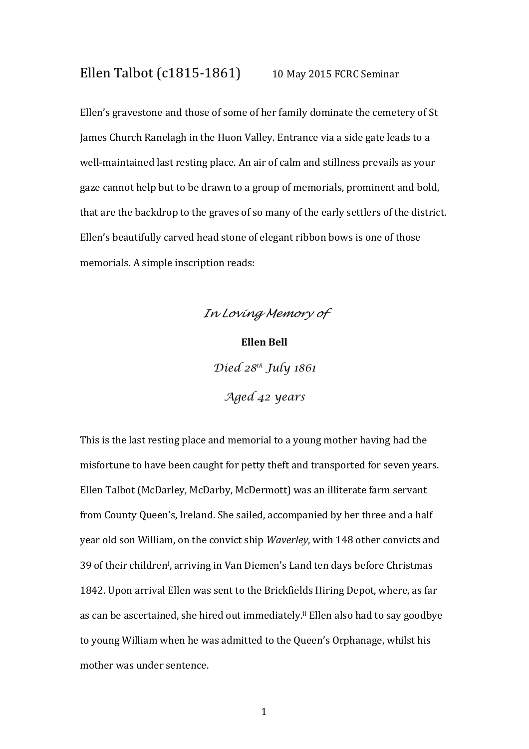# Ellen Talbot (c1815-1861) 10 May 2015 FCRC Seminar

Ellen's gravestone and those of some of her family dominate the cemetery of St James Church Ranelagh in the Huon Valley. Entrance via a side gate leads to a well-maintained last resting place. An air of calm and stillness prevails as your gaze cannot help but to be drawn to a group of memorials, prominent and bold, that are the backdrop to the graves of so many of the early settlers of the district. Ellen's beautifully carved head stone of elegant ribbon bows is one of those memorials. A simple inscription reads:

*In Loving Memory of*

**Ellen Bell**

*Died 28th July 1861*

*Aged 42 years*

This is the last resting place and memorial to a young mother having had the misfortune to have been caught for petty theft and transported for seven years. Ellen Talbot (McDarley, McDarby, McDermott) was an illiterate farm servant from County Queen's, Ireland. She sailed, accompanied by her three and a half year old son William, on the convict ship *Waverley*, with 148 other convicts and 39 of their children[i], arriving in Van Diemen's Land ten days before Christmas 1842. Upon arrival Ellen was sent to the Brickfields Hiring Depot, where, as far as can be ascertained, she hired out immediately.[ii] Ellen also had to say goodbye to young William when he was admitted to the Queen's Orphanage, whilst his mother was under sentence.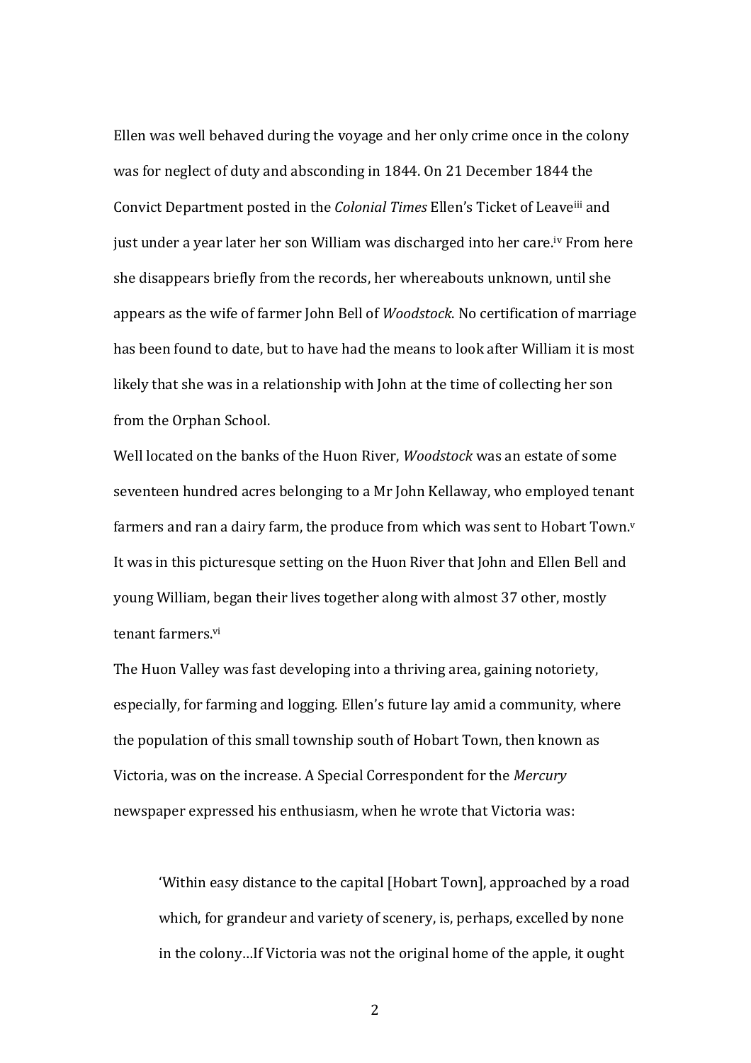Ellen was well behaved during the voyage and her only crime once in the colony was for neglect of duty and absconding in 1844. On 21 December 1844 the Convict Department posted in the *Colonial Times* Ellen's Ticket of Leave[iii] and just under a year later her son William was discharged into her care.[iv] From here she disappears briefly from the records, her whereabouts unknown, until she appears as the wife of farmer John Bell of *Woodstock*. No certification of marriage has been found to date, but to have had the means to look after William it is most likely that she was in a relationship with John at the time of collecting her son from the Orphan School.

Well located on the banks of the Huon River, *Woodstock* was an estate of some seventeen hundred acres belonging to a Mr John Kellaway, who employed tenant farmers and ran a dairy farm, the produce from which was sent to Hobart Town.[v] It was in this picturesque setting on the Huon River that John and Ellen Bell and young William, began their lives together along with almost 37 other, mostly tenant farmers.[vi]

The Huon Valley was fast developing into a thriving area, gaining notoriety, especially, for farming and logging. Ellen's future lay amid a community, where the population of this small township south of Hobart Town, then known as Victoria, was on the increase. A Special Correspondent for the *Mercury* newspaper expressed his enthusiasm, when he wrote that Victoria was:

> 'Within easy distance to the capital [Hobart Town], approached by a road which, for grandeur and variety of scenery, is, perhaps, excelled by none in the colony…If Victoria was not the original home of the apple, it ought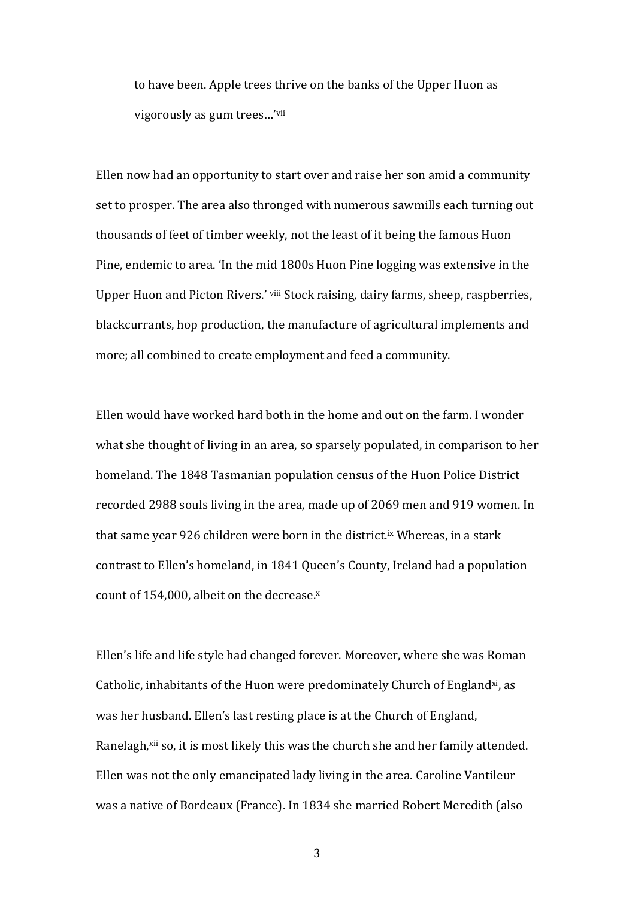> to have been. Apple trees thrive on the banks of the Upper Huon as vigorously as gum trees…'[vii]

Ellen now had an opportunity to start over and raise her son amid a community set to prosper. The area also thronged with numerous sawmills each turning out thousands of feet of timber weekly, not the least of it being the famous Huon Pine, endemic to area. 'In the mid 1800s Huon Pine logging was extensive in the Upper Huon and Picton Rivers.' [viii] Stock raising, dairy farms, sheep, raspberries, blackcurrants, hop production, the manufacture of agricultural implements and more; all combined to create employment and feed a community.

Ellen would have worked hard both in the home and out on the farm. I wonder what she thought of living in an area, so sparsely populated, in comparison to her homeland. The 1848 Tasmanian population census of the Huon Police District recorded 2988 souls living in the area, made up of 2069 men and 919 women. In that same year 926 children were born in the district.[ix] Whereas, in a stark contrast to Ellen's homeland, in 1841 Queen's County, Ireland had a population count of 154,000, albeit on the decrease.[x]

Ellen's life and life style had changed forever. Moreover, where she was Roman Catholic, inhabitants of the Huon were predominately Church of England[xi], as was her husband. Ellen's last resting place is at the Church of England, Ranelagh,[xii] so, it is most likely this was the church she and her family attended. Ellen was not the only emancipated lady living in the area. Caroline Vantileur was a native of Bordeaux (France). In 1834 she married Robert Meredith (also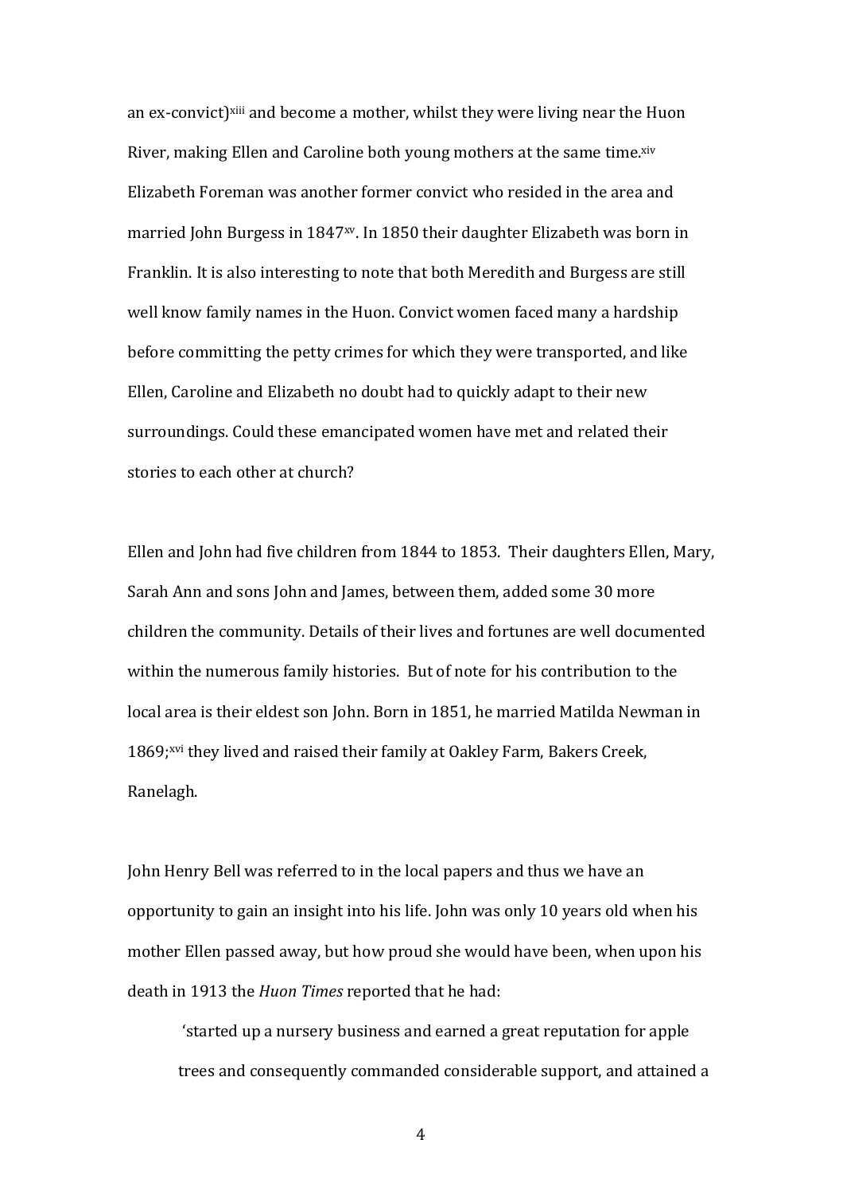an ex-convict)[xiii] and become a mother, whilst they were living near the Huon River, making Ellen and Caroline both young mothers at the same time.[xiv] Elizabeth Foreman was another former convict who resided in the area and married John Burgess in 1847[xv]. In 1850 their daughter Elizabeth was born in Franklin. It is also interesting to note that both Meredith and Burgess are still well know family names in the Huon. Convict women faced many a hardship before committing the petty crimes for which they were transported, and like Ellen, Caroline and Elizabeth no doubt had to quickly adapt to their new surroundings. Could these emancipated women have met and related their stories to each other at church?

Ellen and John had five children from 1844 to 1853. Their daughters Ellen, Mary, Sarah Ann and sons John and James, between them, added some 30 more children the community. Details of their lives and fortunes are well documented within the numerous family histories. But of note for his contribution to the local area is their eldest son John. Born in 1851, he married Matilda Newman in 1869;[xvi] they lived and raised their family at Oakley Farm, Bakers Creek, Ranelagh.

John Henry Bell was referred to in the local papers and thus we have an opportunity to gain an insight into his life. John was only 10 years old when his mother Ellen passed away, but how proud she would have been, when upon his death in 1913 the *Huon Times* reported that he had:

> 'started up a nursery business and earned a great reputation for apple trees and consequently commanded considerable support, and attained a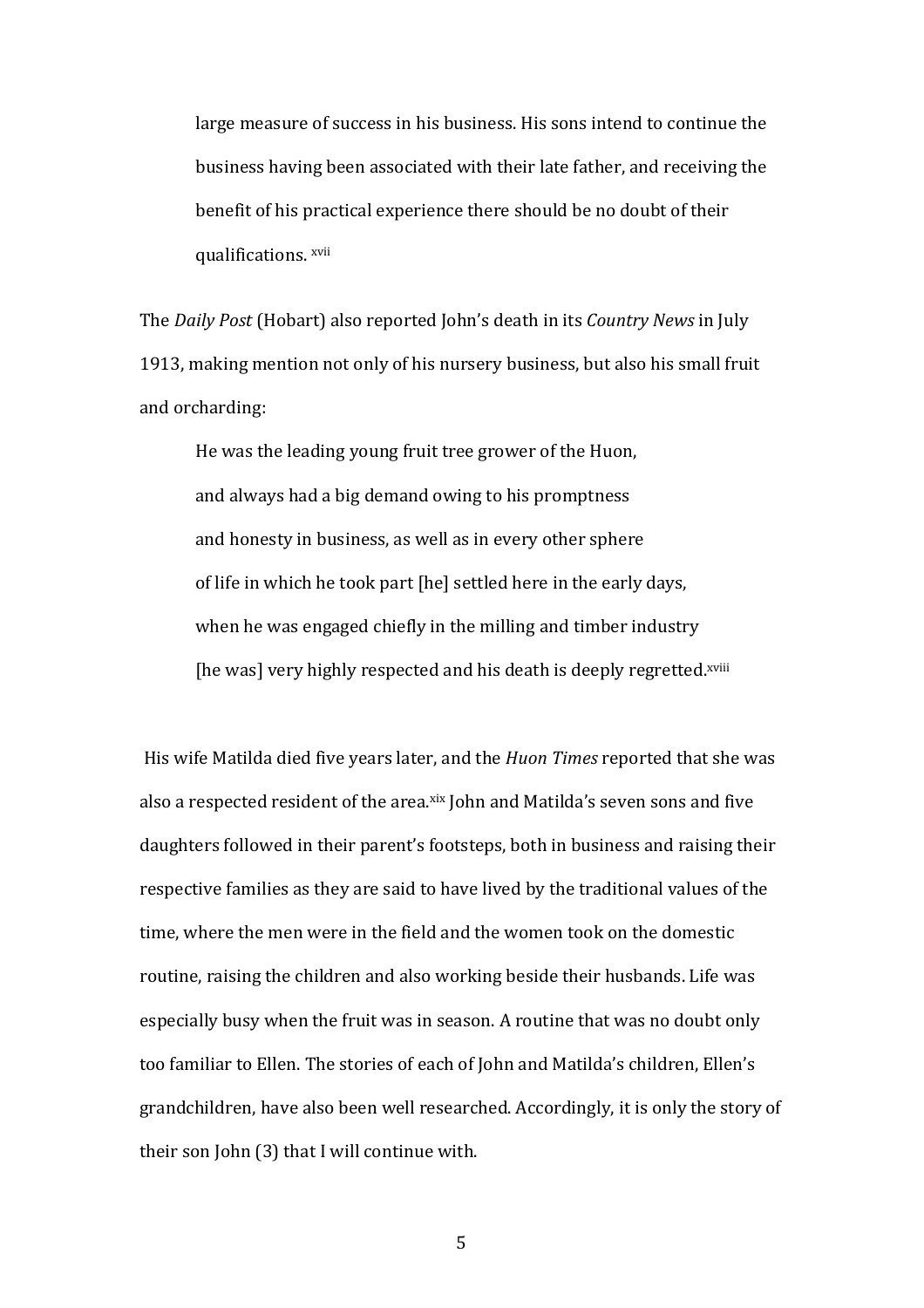> large measure of success in his business. His sons intend to continue the business having been associated with their late father, and receiving the benefit of his practical experience there should be no doubt of their qualifications. [xvii]

The *Daily Post* (Hobart) also reported John's death in its *Country News* in July 1913, making mention not only of his nursery business, but also his small fruit and orcharding:

> He was the leading young fruit tree grower of the Huon,
> and always had a big demand owing to his promptness
> and honesty in business, as well as in every other sphere
> of life in which he took part [he] settled here in the early days,
> when he was engaged chiefly in the milling and timber industry
> [he was] very highly respected and his death is deeply regretted.[xviii]

His wife Matilda died five years later, and the *Huon Times* reported that she was also a respected resident of the area.[xix] John and Matilda's seven sons and five daughters followed in their parent's footsteps, both in business and raising their respective families as they are said to have lived by the traditional values of the time, where the men were in the field and the women took on the domestic routine, raising the children and also working beside their husbands. Life was especially busy when the fruit was in season. A routine that was no doubt only too familiar to Ellen. The stories of each of John and Matilda's children, Ellen's grandchildren, have also been well researched. Accordingly, it is only the story of their son John (3) that I will continue with.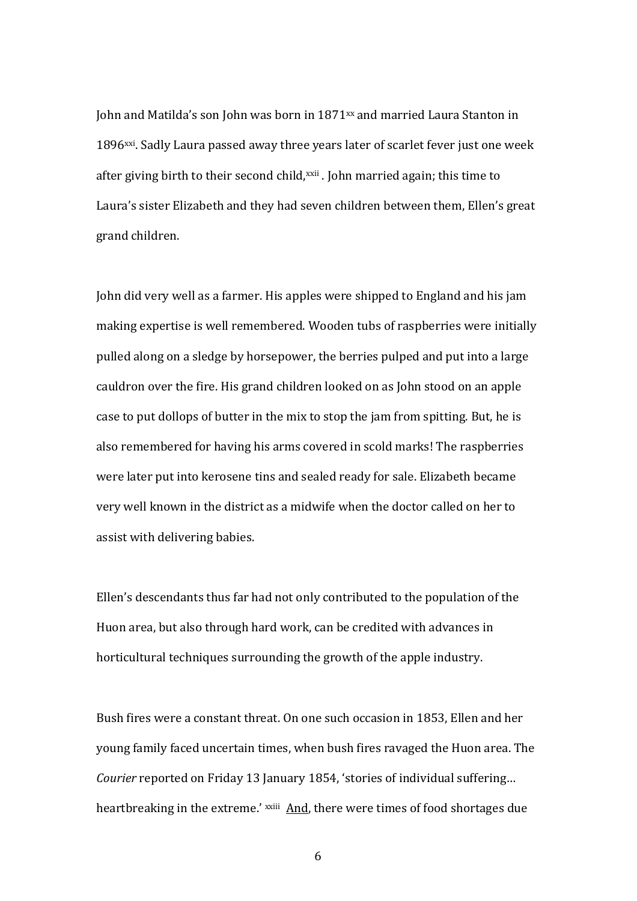John and Matilda's son John was born in 1871[xx] and married Laura Stanton in 1896[xxi]. Sadly Laura passed away three years later of scarlet fever just one week after giving birth to their second child,[xxii] . John married again; this time to Laura's sister Elizabeth and they had seven children between them, Ellen's great grand children.

John did very well as a farmer. His apples were shipped to England and his jam making expertise is well remembered. Wooden tubs of raspberries were initially pulled along on a sledge by horsepower, the berries pulped and put into a large cauldron over the fire. His grand children looked on as John stood on an apple case to put dollops of butter in the mix to stop the jam from spitting. But, he is also remembered for having his arms covered in scold marks! The raspberries were later put into kerosene tins and sealed ready for sale. Elizabeth became very well known in the district as a midwife when the doctor called on her to assist with delivering babies.

Ellen's descendants thus far had not only contributed to the population of the Huon area, but also through hard work, can be credited with advances in horticultural techniques surrounding the growth of the apple industry.

Bush fires were a constant threat. On one such occasion in 1853, Ellen and her young family faced uncertain times, when bush fires ravaged the Huon area. The *Courier* reported on Friday 13 January 1854, 'stories of individual suffering… heartbreaking in the extreme.' [xxiii] <u>And</u>, there were times of food shortages due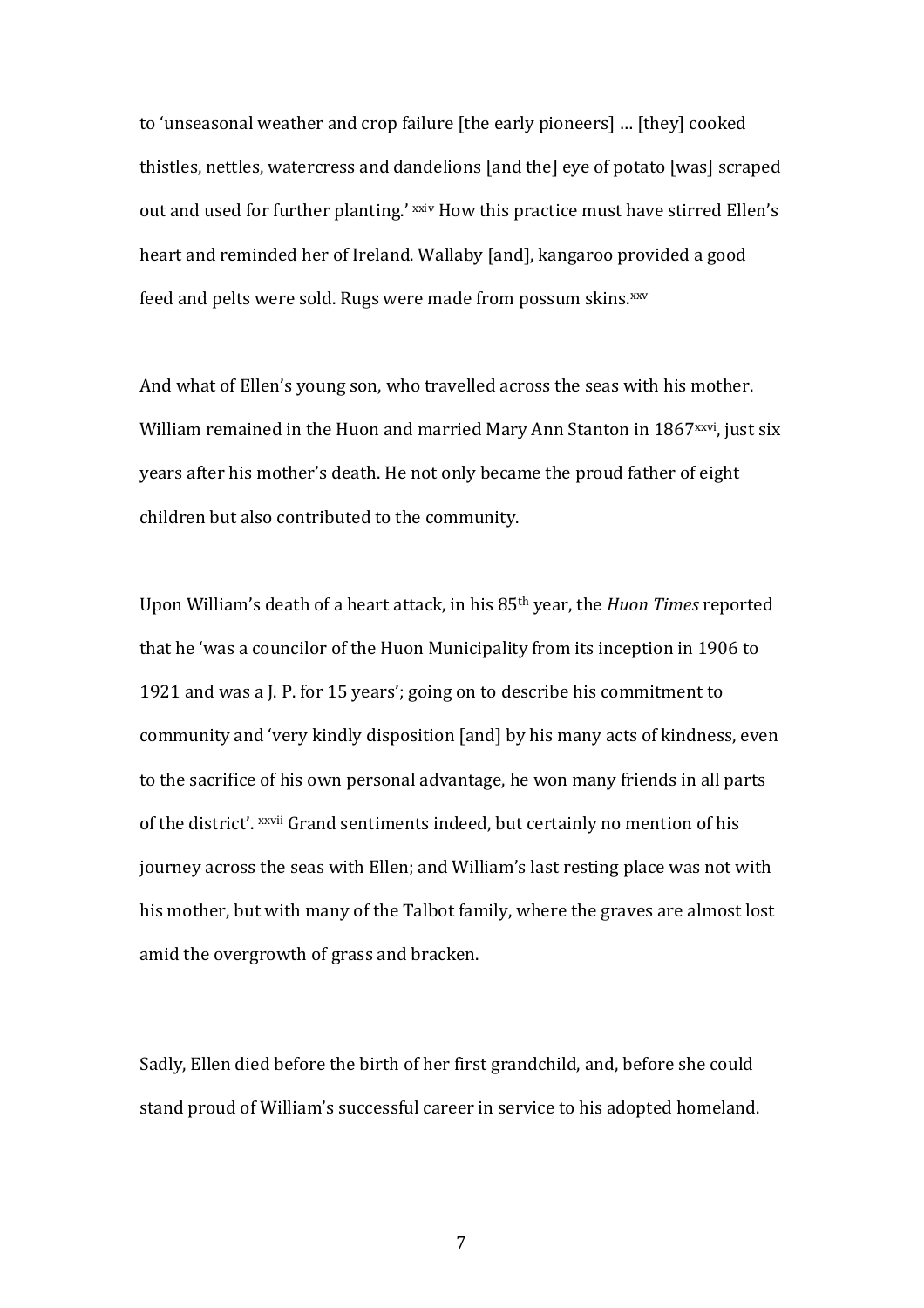to 'unseasonal weather and crop failure [the early pioneers] … [they] cooked thistles, nettles, watercress and dandelions [and the] eye of potato [was] scraped out and used for further planting.' [xxiv] How this practice must have stirred Ellen's heart and reminded her of Ireland. Wallaby [and], kangaroo provided a good feed and pelts were sold. Rugs were made from possum skins.[xxv]

And what of Ellen's young son, who travelled across the seas with his mother. William remained in the Huon and married Mary Ann Stanton in 1867[xxvi], just six years after his mother's death. He not only became the proud father of eight children but also contributed to the community.

Upon William's death of a heart attack, in his 85th year, the *Huon Times* reported that he 'was a councilor of the Huon Municipality from its inception in 1906 to 1921 and was a J. P. for 15 years'; going on to describe his commitment to community and 'very kindly disposition [and] by his many acts of kindness, even to the sacrifice of his own personal advantage, he won many friends in all parts of the district'. [xxvii] Grand sentiments indeed, but certainly no mention of his journey across the seas with Ellen; and William's last resting place was not with his mother, but with many of the Talbot family, where the graves are almost lost amid the overgrowth of grass and bracken.

Sadly, Ellen died before the birth of her first grandchild, and, before she could stand proud of William's successful career in service to his adopted homeland.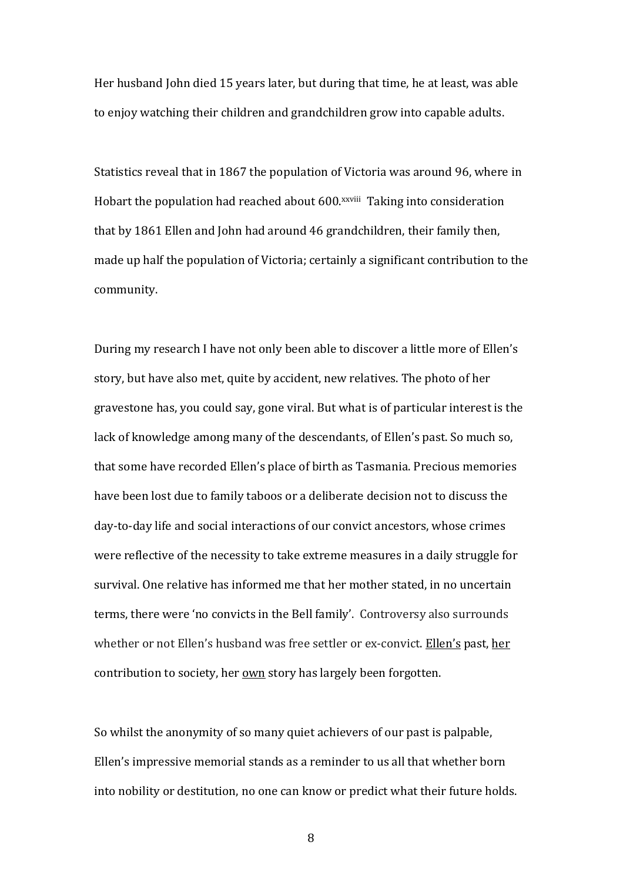Her husband John died 15 years later, but during that time, he at least, was able to enjoy watching their children and grandchildren grow into capable adults.

Statistics reveal that in 1867 the population of Victoria was around 96, where in Hobart the population had reached about 600.[xxviii] Taking into consideration that by 1861 Ellen and John had around 46 grandchildren, their family then, made up half the population of Victoria; certainly a significant contribution to the community.

During my research I have not only been able to discover a little more of Ellen's story, but have also met, quite by accident, new relatives. The photo of her gravestone has, you could say, gone viral. But what is of particular interest is the lack of knowledge among many of the descendants, of Ellen's past. So much so, that some have recorded Ellen's place of birth as Tasmania. Precious memories have been lost due to family taboos or a deliberate decision not to discuss the day-to-day life and social interactions of our convict ancestors, whose crimes were reflective of the necessity to take extreme measures in a daily struggle for survival. One relative has informed me that her mother stated, in no uncertain terms, there were 'no convicts in the Bell family'. Controversy also surrounds whether or not Ellen's husband was free settler or ex-convict. <u>Ellen's</u> past, <u>her</u> contribution to society, her <u>own</u> story has largely been forgotten.

So whilst the anonymity of so many quiet achievers of our past is palpable, Ellen's impressive memorial stands as a reminder to us all that whether born into nobility or destitution, no one can know or predict what their future holds.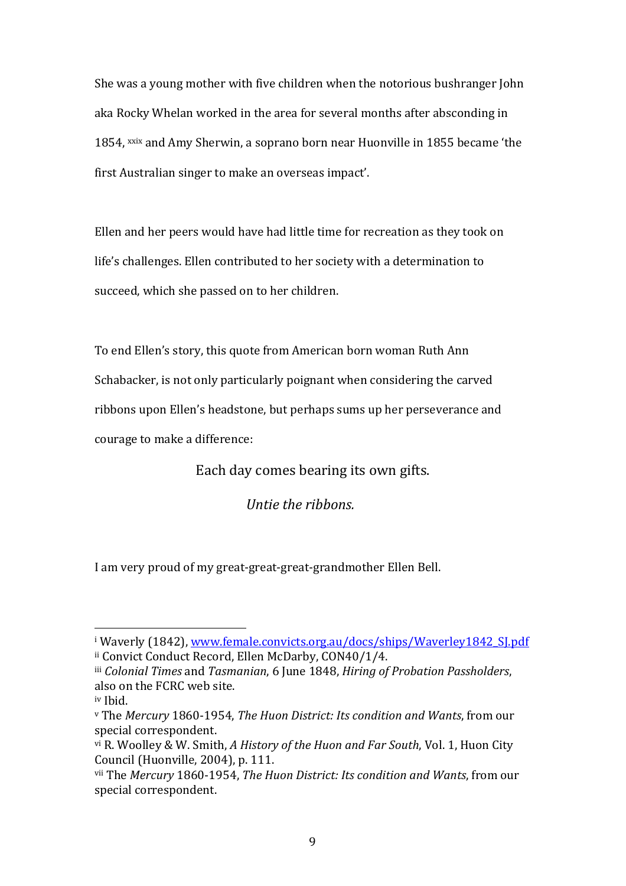She was a young mother with five children when the notorious bushranger John aka Rocky Whelan worked in the area for several months after absconding in 1854, [xxix] and Amy Sherwin, a soprano born near Huonville in 1855 became 'the first Australian singer to make an overseas impact'.

Ellen and her peers would have had little time for recreation as they took on life's challenges. Ellen contributed to her society with a determination to succeed, which she passed on to her children.

To end Ellen's story, this quote from American born woman Ruth Ann Schabacker, is not only particularly poignant when considering the carved ribbons upon Ellen's headstone, but perhaps sums up her perseverance and courage to make a difference:

> Each day comes bearing its own gifts.
>
> *Untie the ribbons.*

I am very proud of my great-great-great-grandmother Ellen Bell.

---

[i] Waverly (1842), www.female.convicts.org.au/docs/ships/Waverley1842_SJ.pdf

[ii] Convict Conduct Record, Ellen McDarby, CON40/1/4.

[iii] *Colonial Times* and *Tasmanian*, 6 June 1848, *Hiring of Probation Passholders*, also on the FCRC web site.

[iv] Ibid.

[v] The *Mercury* 1860-1954, *The Huon District: Its condition and Wants*, from our special correspondent.

[vi] R. Woolley & W. Smith, *A History of the Huon and Far South*, Vol. 1, Huon City Council (Huonville, 2004), p. 111.

[vii] The *Mercury* 1860-1954, *The Huon District: Its condition and Wants*, from our special correspondent.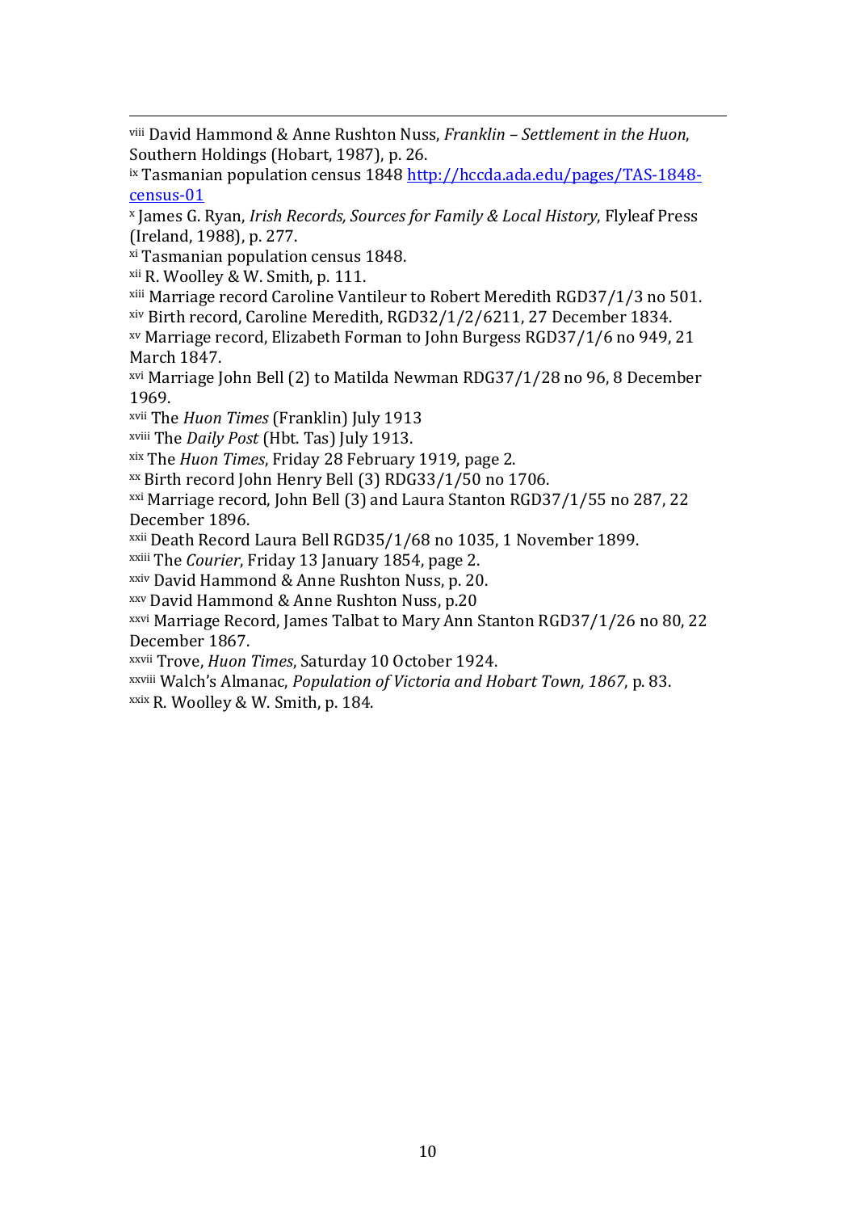[viii] David Hammond & Anne Rushton Nuss, *Franklin – Settlement in the Huon*, Southern Holdings (Hobart, 1987), p. 26.

[ix] Tasmanian population census 1848 [http://hccda.ada.edu/pages/TAS-1848-census-01](http://hccda.ada.edu/pages/TAS-1848-census-01)

[x] James G. Ryan, *Irish Records, Sources for Family & Local History*, Flyleaf Press (Ireland, 1988), p. 277.

[xi] Tasmanian population census 1848.

[xii] R. Woolley & W. Smith, p. 111.

[xiii] Marriage record Caroline Vantileur to Robert Meredith RGD37/1/3 no 501.

[xiv] Birth record, Caroline Meredith, RGD32/1/2/6211, 27 December 1834.

[xv] Marriage record, Elizabeth Forman to John Burgess RGD37/1/6 no 949, 21 March 1847.

[xvi] Marriage John Bell (2) to Matilda Newman RDG37/1/28 no 96, 8 December 1969.

[xvii] The *Huon Times* (Franklin) July 1913

[xviii] The *Daily Post* (Hbt. Tas) July 1913.

[xix] The *Huon Times*, Friday 28 February 1919, page 2.

[xx] Birth record John Henry Bell (3) RDG33/1/50 no 1706.

[xxi] Marriage record, John Bell (3) and Laura Stanton RGD37/1/55 no 287, 22 December 1896.

[xxii] Death Record Laura Bell RGD35/1/68 no 1035, 1 November 1899.

[xxiii] The *Courier*, Friday 13 January 1854, page 2.

[xxiv] David Hammond & Anne Rushton Nuss, p. 20.

[xxv] David Hammond & Anne Rushton Nuss, p.20

[xxvi] Marriage Record, James Talbat to Mary Ann Stanton RGD37/1/26 no 80, 22 December 1867.

[xxvii] Trove, *Huon Times*, Saturday 10 October 1924.

[xxviii] Walch's Almanac, *Population of Victoria and Hobart Town, 1867*, p. 83.

[xxix] R. Woolley & W. Smith, p. 184.